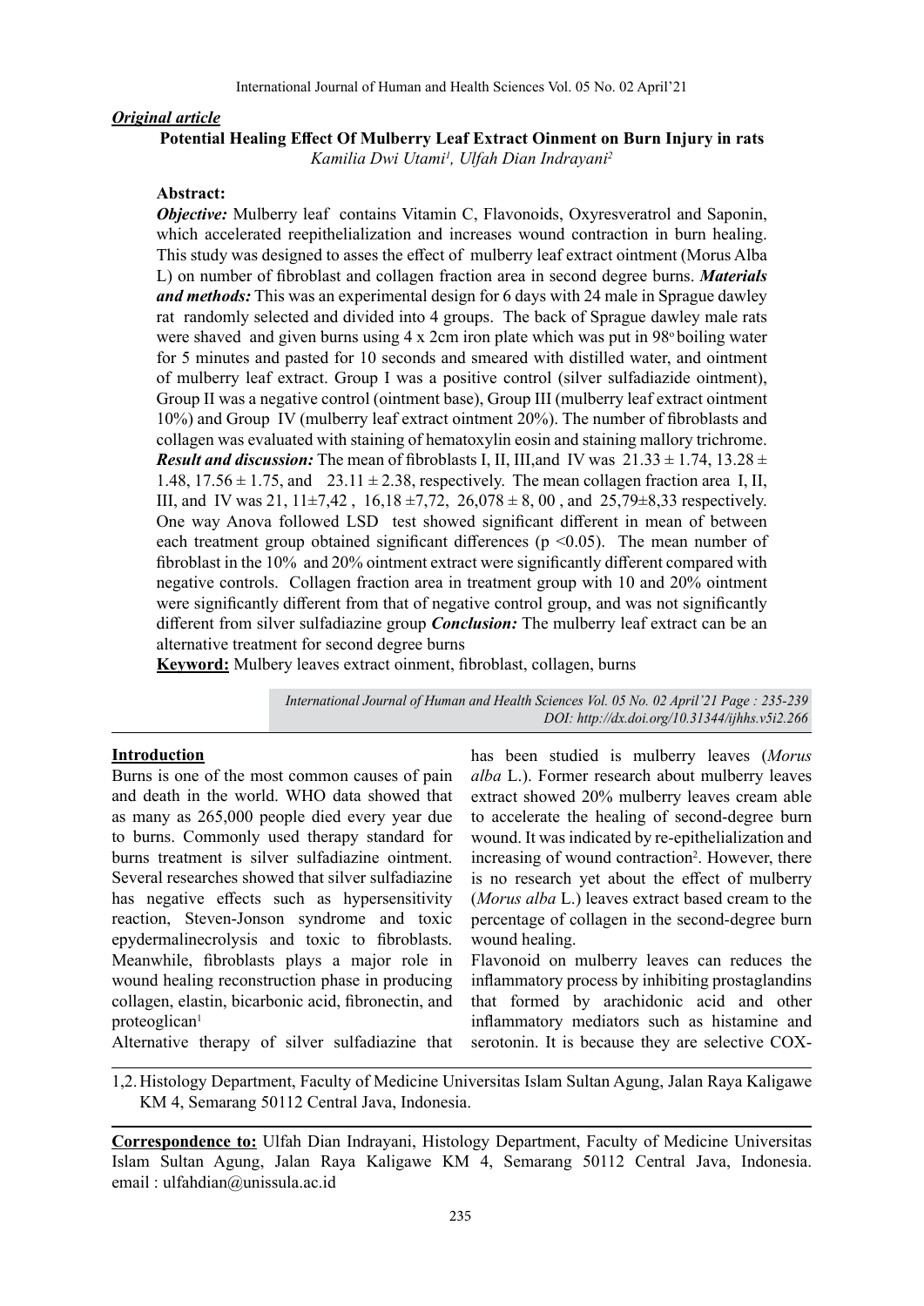*Original article*

**Potential Healing Effect Of Mulberry Leaf Extract Oinment on Burn Injury in rats**

*Kamilia Dwi Utami[1], Ulfah Dian Indrayani[2]*

**Abstract:**

***Objective:*** Mulberry leaf contains Vitamin C, Flavonoids, Oxyresveratrol and Saponin, which accelerated reepithelialization and increases wound contraction in burn healing. This study was designed to asses the effect of mulberry leaf extract ointment (Morus Alba L) on number of fibroblast and collagen fraction area in second degree burns. ***Materials and methods:*** This was an experimental design for 6 days with 24 male in Sprague dawley rat randomly selected and divided into 4 groups. The back of Sprague dawley male rats were shaved and given burns using 4 x 2cm iron plate which was put in 98$^o$ boiling water for 5 minutes and pasted for 10 seconds and smeared with distilled water, and ointment of mulberry leaf extract. Group I was a positive control (silver sulfadiazide ointment), Group II was a negative control (ointment base), Group III (mulberry leaf extract ointment 10%) and Group IV (mulberry leaf extract ointment 20%). The number of fibroblasts and collagen was evaluated with staining of hematoxylin eosin and staining mallory trichrome. ***Result and discussion:*** The mean of fibroblasts I, II, III,and IV was $21.33 \pm 1.74$, $13.28 \pm 1.48$, $17.56 \pm 1.75$, and $23.11 \pm 2.38$, respectively. The mean collagen fraction area I, II, III, and IV was 21, 11±7,42 , 16,18 ±7,72, 26,078 ± 8, 00 , and 25,79±8,33 respectively. One way Anova followed LSD test showed significant different in mean of between each treatment group obtained significant differences ($p < 0.05$). The mean number of fibroblast in the 10% and 20% ointment extract were significantly different compared with negative controls. Collagen fraction area in treatment group with 10 and 20% ointment were significantly different from that of negative control group, and was not significantly different from silver sulfadiazine group ***Conclusion:*** The mulberry leaf extract can be an alternative treatment for second degree burns

**Keyword:** Mulbery leaves extract oinment, fibroblast, collagen, burns

*DOI: http://dx.doi.org/10.31344/ijhhs.v5i2.266*

## Introduction

Burns is one of the most common causes of pain and death in the world. WHO data showed that as many as 265,000 people died every year due to burns. Commonly used therapy standard for burns treatment is silver sulfadiazine ointment. Several researches showed that silver sulfadiazine has negative effects such as hypersensitivity reaction, Steven-Jonson syndrome and toxic epydermalinecrolysis and toxic to fibroblasts. Meanwhile, fibroblasts plays a major role in wound healing reconstruction phase in producing collagen, elastin, bicarbonic acid, fibronectin, and proteoglican[1]

Alternative therapy of silver sulfadiazine that has been studied is mulberry leaves (*Morus alba* L.). Former research about mulberry leaves extract showed 20% mulberry leaves cream able to accelerate the healing of second-degree burn wound. It was indicated by re-epithelialization and increasing of wound contraction[2]. However, there is no research yet about the effect of mulberry (*Morus alba* L.) leaves extract based cream to the percentage of collagen in the second-degree burn wound healing.

Flavonoid on mulberry leaves can reduces the inflammatory process by inhibiting prostaglandins that formed by arachidonic acid and other inflammatory mediators such as histamine and serotonin. It is because they are selective COX-

1,2. Histology Department, Faculty of Medicine Universitas Islam Sultan Agung, Jalan Raya Kaligawe KM 4, Semarang 50112 Central Java, Indonesia.

**Correspondence to:** Ulfah Dian Indrayani, Histology Department, Faculty of Medicine Universitas Islam Sultan Agung, Jalan Raya Kaligawe KM 4, Semarang 50112 Central Java, Indonesia. email : ulfahdian@unissula.ac.id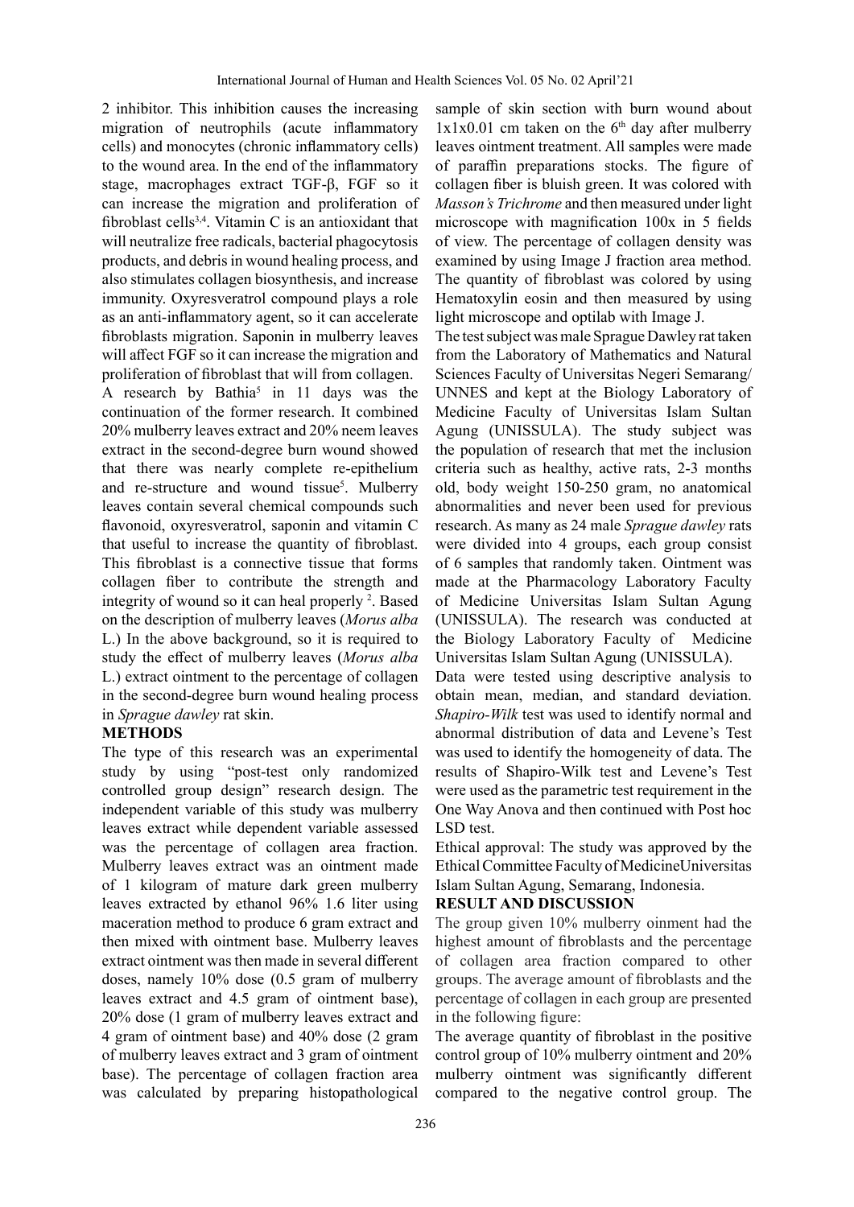2 inhibitor. This inhibition causes the increasing migration of neutrophils (acute inflammatory cells) and monocytes (chronic inflammatory cells) to the wound area. In the end of the inflammatory stage, macrophages extract TGF-β, FGF so it can increase the migration and proliferation of fibroblast cells[3,4]. Vitamin C is an antioxidant that will neutralize free radicals, bacterial phagocytosis products, and debris in wound healing process, and also stimulates collagen biosynthesis, and increase immunity. Oxyresveratrol compound plays a role as an anti-inflammatory agent, so it can accelerate fibroblasts migration. Saponin in mulberry leaves will affect FGF so it can increase the migration and proliferation of fibroblast that will from collagen.

A research by Bathia[5] in 11 days was the continuation of the former research. It combined 20% mulberry leaves extract and 20% neem leaves extract in the second-degree burn wound showed that there was nearly complete re-epithelium and re-structure and wound tissue[5]. Mulberry leaves contain several chemical compounds such flavonoid, oxyresveratrol, saponin and vitamin C that useful to increase the quantity of fibroblast. This fibroblast is a connective tissue that forms collagen fiber to contribute the strength and integrity of wound so it can heal properly [2]. Based on the description of mulberry leaves (*Morus alba* L.) In the above background, so it is required to study the effect of mulberry leaves (*Morus alba* L.) extract ointment to the percentage of collagen in the second-degree burn wound healing process in *Sprague dawley* rat skin.

## METHODS

The type of this research was an experimental study by using "post-test only randomized controlled group design" research design. The independent variable of this study was mulberry leaves extract while dependent variable assessed was the percentage of collagen area fraction. Mulberry leaves extract was an ointment made of 1 kilogram of mature dark green mulberry leaves extracted by ethanol 96% 1.6 liter using maceration method to produce 6 gram extract and then mixed with ointment base. Mulberry leaves extract ointment was then made in several different doses, namely 10% dose (0.5 gram of mulberry leaves extract and 4.5 gram of ointment base), 20% dose (1 gram of mulberry leaves extract and 4 gram of ointment base) and 40% dose (2 gram of mulberry leaves extract and 3 gram of ointment base). The percentage of collagen fraction area was calculated by preparing histopathological sample of skin section with burn wound about 1x1x0.01 cm taken on the 6[th] day after mulberry leaves ointment treatment. All samples were made of paraffin preparations stocks. The figure of collagen fiber is bluish green. It was colored with *Masson's Trichrome* and then measured under light microscope with magnification 100x in 5 fields of view. The percentage of collagen density was examined by using Image J fraction area method. The quantity of fibroblast was colored by using Hematoxylin eosin and then measured by using light microscope and optilab with Image J.

The test subject was male Sprague Dawley rat taken from the Laboratory of Mathematics and Natural Sciences Faculty of Universitas Negeri Semarang/ UNNES and kept at the Biology Laboratory of Medicine Faculty of Universitas Islam Sultan Agung (UNISSULA). The study subject was the population of research that met the inclusion criteria such as healthy, active rats, 2-3 months old, body weight 150-250 gram, no anatomical abnormalities and never been used for previous research. As many as 24 male *Sprague dawley* rats were divided into 4 groups, each group consist of 6 samples that randomly taken. Ointment was made at the Pharmacology Laboratory Faculty of Medicine Universitas Islam Sultan Agung (UNISSULA). The research was conducted at the Biology Laboratory Faculty of Medicine Universitas Islam Sultan Agung (UNISSULA).

Data were tested using descriptive analysis to obtain mean, median, and standard deviation. *Shapiro-Wilk* test was used to identify normal and abnormal distribution of data and Levene's Test was used to identify the homogeneity of data. The results of Shapiro-Wilk test and Levene's Test were used as the parametric test requirement in the One Way Anova and then continued with Post hoc LSD test.

Ethical approval: The study was approved by the Ethical Committee Faculty of MedicineUniversitas Islam Sultan Agung, Semarang, Indonesia.

## RESULT AND DISCUSSION

The group given 10% mulberry oinment had the highest amount of fibroblasts and the percentage of collagen area fraction compared to other groups. The average amount of fibroblasts and the percentage of collagen in each group are presented in the following figure:

The average quantity of fibroblast in the positive control group of 10% mulberry ointment and 20% mulberry ointment was significantly different compared to the negative control group. The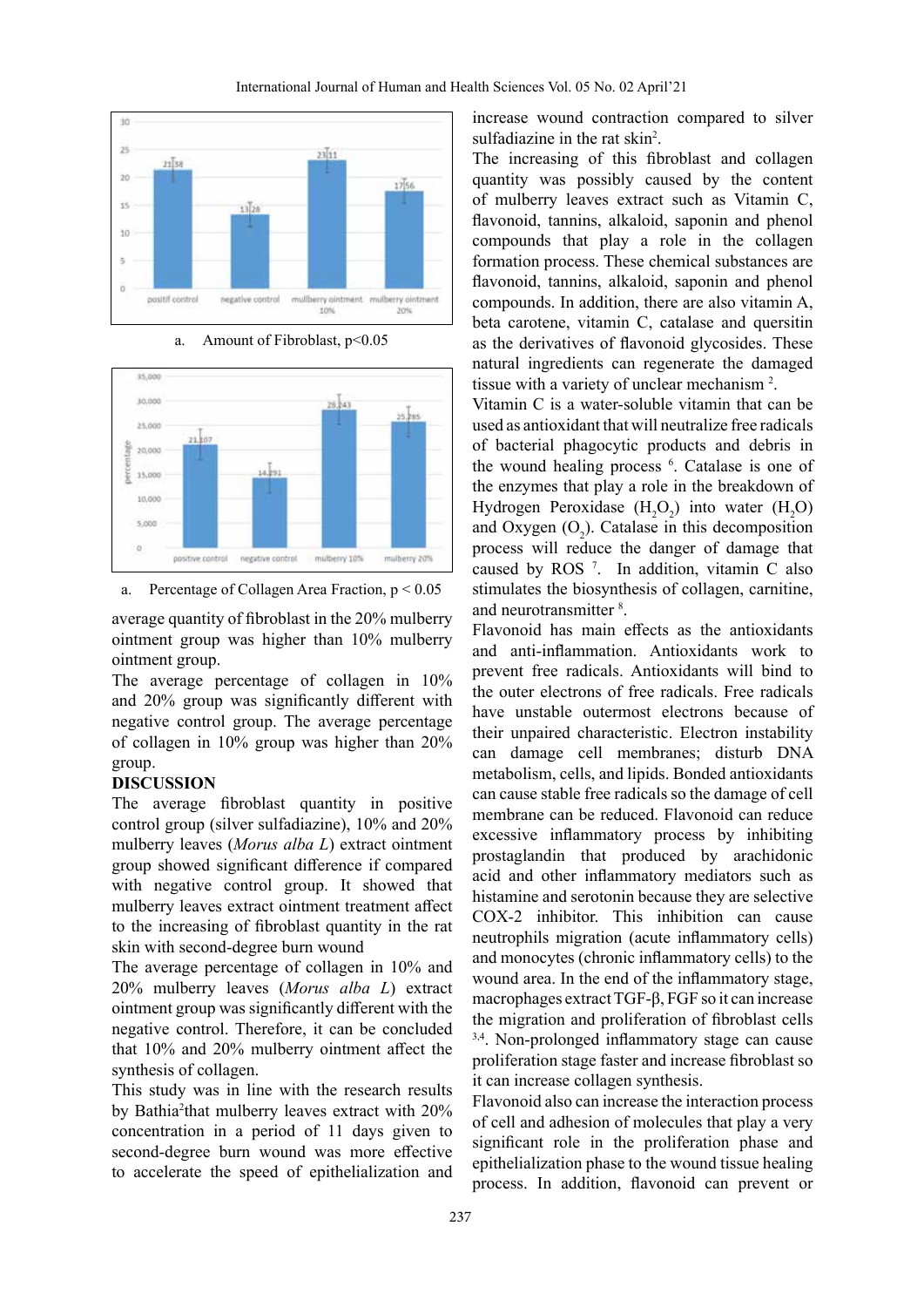a. Amount of Fibroblast, $p<0.05$

a. Percentage of Collagen Area Fraction, $p < 0.05$

average quantity of fibroblast in the 20% mulberry ointment group was higher than 10% mulberry ointment group.

The average percentage of collagen in 10% and 20% group was significantly different with negative control group. The average percentage of collagen in 10% group was higher than 20% group.

## DISCUSSION

The average fibroblast quantity in positive control group (silver sulfadiazine), 10% and 20% mulberry leaves (*Morus alba L*) extract ointment group showed significant difference if compared with negative control group. It showed that mulberry leaves extract ointment treatment affect to the increasing of fibroblast quantity in the rat skin with second-degree burn wound

The average percentage of collagen in 10% and 20% mulberry leaves (*Morus alba L*) extract ointment group was significantly different with the negative control. Therefore, it can be concluded that 10% and 20% mulberry ointment affect the synthesis of collagen.

This study was in line with the research results by Bathia[2] that mulberry leaves extract with 20% concentration in a period of 11 days given to second-degree burn wound was more effective to accelerate the speed of epithelialization and increase wound contraction compared to silver sulfadiazine in the rat skin[2].

The increasing of this fibroblast and collagen quantity was possibly caused by the content of mulberry leaves extract such as Vitamin C, flavonoid, tannins, alkaloid, saponin and phenol compounds that play a role in the collagen formation process. These chemical substances are flavonoid, tannins, alkaloid, saponin and phenol compounds. In addition, there are also vitamin A, beta carotene, vitamin C, catalase and quersitin as the derivatives of flavonoid glycosides. These natural ingredients can regenerate the damaged tissue with a variety of unclear mechanism [2].

Vitamin C is a water-soluble vitamin that can be used as antioxidant that will neutralize free radicals of bacterial phagocytic products and debris in the wound healing process [6]. Catalase is one of the enzymes that play a role in the breakdown of Hydrogen Peroxidase ($H_2O_2$) into water ($H_2O$) and Oxygen ($O_2$). Catalase in this decomposition process will reduce the danger of damage that caused by ROS [7]. In addition, vitamin C also stimulates the biosynthesis of collagen, carnitine, and neurotransmitter [8].

Flavonoid has main effects as the antioxidants and anti-inflammation. Antioxidants work to prevent free radicals. Antioxidants will bind to the outer electrons of free radicals. Free radicals have unstable outermost electrons because of their unpaired characteristic. Electron instability can damage cell membranes; disturb DNA metabolism, cells, and lipids. Bonded antioxidants can cause stable free radicals so the damage of cell membrane can be reduced. Flavonoid can reduce excessive inflammatory process by inhibiting prostaglandin that produced by arachidonic acid and other inflammatory mediators such as histamine and serotonin because they are selective COX-2 inhibitor. This inhibition can cause neutrophils migration (acute inflammatory cells) and monocytes (chronic inflammatory cells) to the wound area. In the end of the inflammatory stage, macrophages extract TGF-β, FGF so it can increase the migration and proliferation of fibroblast cells [3,4]. Non-prolonged inflammatory stage can cause proliferation stage faster and increase fibroblast so it can increase collagen synthesis.

Flavonoid also can increase the interaction process of cell and adhesion of molecules that play a very significant role in the proliferation phase and epithelialization phase to the wound tissue healing process. In addition, flavonoid can prevent or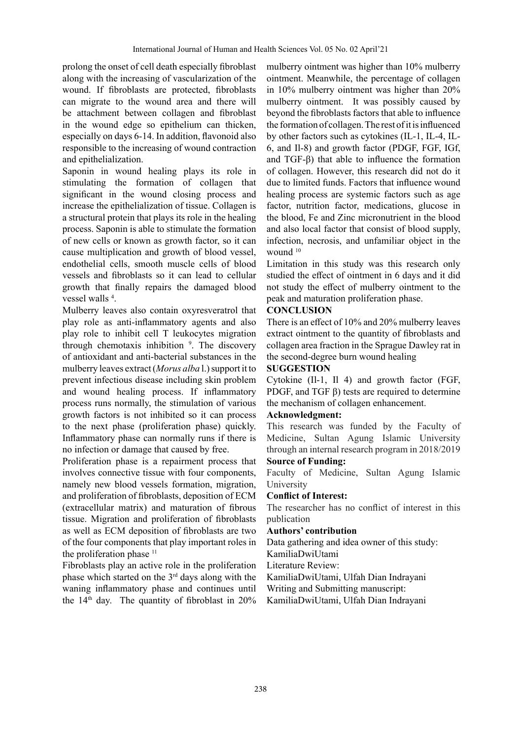prolong the onset of cell death especially fibroblast along with the increasing of vascularization of the wound. If fibroblasts are protected, fibroblasts can migrate to the wound area and there will be attachment between collagen and fibroblast in the wound edge so epithelium can thicken, especially on days 6-14. In addition, flavonoid also responsible to the increasing of wound contraction and epithelialization.

Saponin in wound healing plays its role in stimulating the formation of collagen that significant in the wound closing process and increase the epithelialization of tissue. Collagen is a structural protein that plays its role in the healing process. Saponin is able to stimulate the formation of new cells or known as growth factor, so it can cause multiplication and growth of blood vessel, endothelial cells, smooth muscle cells of blood vessels and fibroblasts so it can lead to cellular growth that finally repairs the damaged blood vessel walls [4].

Mulberry leaves also contain oxyresveratrol that play role as anti-inflammatory agents and also play role to inhibit cell T leukocytes migration through chemotaxis inhibition [9]. The discovery of antioxidant and anti-bacterial substances in the mulberry leaves extract (*Morus alba* l.) support it to prevent infectious disease including skin problem and wound healing process. If inflammatory process runs normally, the stimulation of various growth factors is not inhibited so it can process to the next phase (proliferation phase) quickly. Inflammatory phase can normally runs if there is no infection or damage that caused by free.

Proliferation phase is a repairment process that involves connective tissue with four components, namely new blood vessels formation, migration, and proliferation of fibroblasts, deposition of ECM (extracellular matrix) and maturation of fibrous tissue. Migration and proliferation of fibroblasts as well as ECM deposition of fibroblasts are two of the four components that play important roles in the proliferation phase [11]

Fibroblasts play an active role in the proliferation phase which started on the 3rd days along with the waning inflammatory phase and continues until the 14th day. The quantity of fibroblast in 20% mulberry ointment was higher than 10% mulberry ointment. Meanwhile, the percentage of collagen in 10% mulberry ointment was higher than 20% mulberry ointment. It was possibly caused by beyond the fibroblasts factors that able to influence the formation of collagen. The rest of it is influenced by other factors such as cytokines (IL-1, IL-4, IL-6, and Il-8) and growth factor (PDGF, FGF, IGf, and TGF-β) that able to influence the formation of collagen. However, this research did not do it due to limited funds. Factors that influence wound healing process are systemic factors such as age factor, nutrition factor, medications, glucose in the blood, Fe and Zinc micronutrient in the blood and also local factor that consist of blood supply, infection, necrosis, and unfamiliar object in the wound [10]

Limitation in this study was this research only studied the effect of ointment in 6 days and it did not study the effect of mulberry ointment to the peak and maturation proliferation phase.

## CONCLUSION

There is an effect of 10% and 20% mulberry leaves extract ointment to the quantity of fibroblasts and collagen area fraction in the Sprague Dawley rat in the second-degree burn wound healing

## SUGGESTION

Cytokine (Il-1, Il 4) and growth factor (FGF, PDGF, and TGF β) tests are required to determine the mechanism of collagen enhancement.

**Acknowledgment:**

This research was funded by the Faculty of Medicine, Sultan Agung Islamic University through an internal research program in 2018/2019

**Source of Funding:**

Faculty of Medicine, Sultan Agung Islamic University

**Conflict of Interest:**

The researcher has no conflict of interest in this publication

**Authors' contribution**

Data gathering and idea owner of this study:
KamiliaDwiUtami

Literature Review:
KamiliaDwiUtami, Ulfah Dian Indrayani

Writing and Submitting manuscript:
KamiliaDwiUtami, Ulfah Dian Indrayani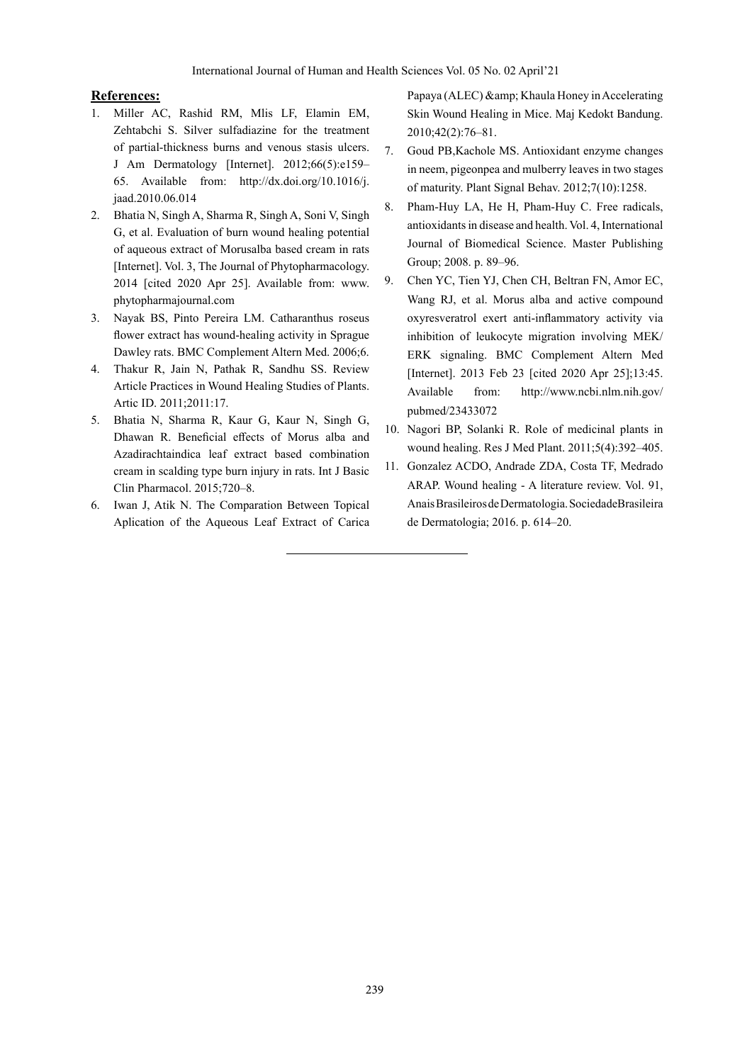**References:**

1. Miller AC, Rashid RM, Mlis LF, Elamin EM, Zehtabchi S. Silver sulfadiazine for the treatment of partial-thickness burns and venous stasis ulcers. J Am Dermatology [Internet]. 2012;66(5):e159–65. Available from: http://dx.doi.org/10.1016/j.jaad.2010.06.014
2. Bhatia N, Singh A, Sharma R, Singh A, Soni V, Singh G, et al. Evaluation of burn wound healing potential of aqueous extract of Morusalba based cream in rats [Internet]. Vol. 3, The Journal of Phytopharmacology. 2014 [cited 2020 Apr 25]. Available from: www.phytopharmajournal.com
3. Nayak BS, Pinto Pereira LM. Catharanthus roseus flower extract has wound-healing activity in Sprague Dawley rats. BMC Complement Altern Med. 2006;6.
4. Thakur R, Jain N, Pathak R, Sandhu SS. Review Article Practices in Wound Healing Studies of Plants. Artic ID. 2011;2011:17.
5. Bhatia N, Sharma R, Kaur G, Kaur N, Singh G, Dhawan R. Beneficial effects of Morus alba and Azadirachtaindica leaf extract based combination cream in scalding type burn injury in rats. Int J Basic Clin Pharmacol. 2015;720–8.
6. Iwan J, Atik N. The Comparation Between Topical Aplication of the Aqueous Leaf Extract of Carica Papaya (ALEC) &amp; Khaula Honey in Accelerating Skin Wound Healing in Mice. Maj Kedokt Bandung. 2010;42(2):76–81.
7. Goud PB,Kachole MS. Antioxidant enzyme changes in neem, pigeonpea and mulberry leaves in two stages of maturity. Plant Signal Behav. 2012;7(10):1258.
8. Pham-Huy LA, He H, Pham-Huy C. Free radicals, antioxidants in disease and health. Vol. 4, International Journal of Biomedical Science. Master Publishing Group; 2008. p. 89–96.
9. Chen YC, Tien YJ, Chen CH, Beltran FN, Amor EC, Wang RJ, et al. Morus alba and active compound oxyresveratrol exert anti-inflammatory activity via inhibition of leukocyte migration involving MEK/ERK signaling. BMC Complement Altern Med [Internet]. 2013 Feb 23 [cited 2020 Apr 25];13:45. Available from: http://www.ncbi.nlm.nih.gov/pubmed/23433072
10. Nagori BP, Solanki R. Role of medicinal plants in wound healing. Res J Med Plant. 2011;5(4):392–405.
11. Gonzalez ACDO, Andrade ZDA, Costa TF, Medrado ARAP. Wound healing - A literature review. Vol. 91, Anais Brasileiros de Dermatologia. SociedadeBrasileira de Dermatologia; 2016. p. 614–20.